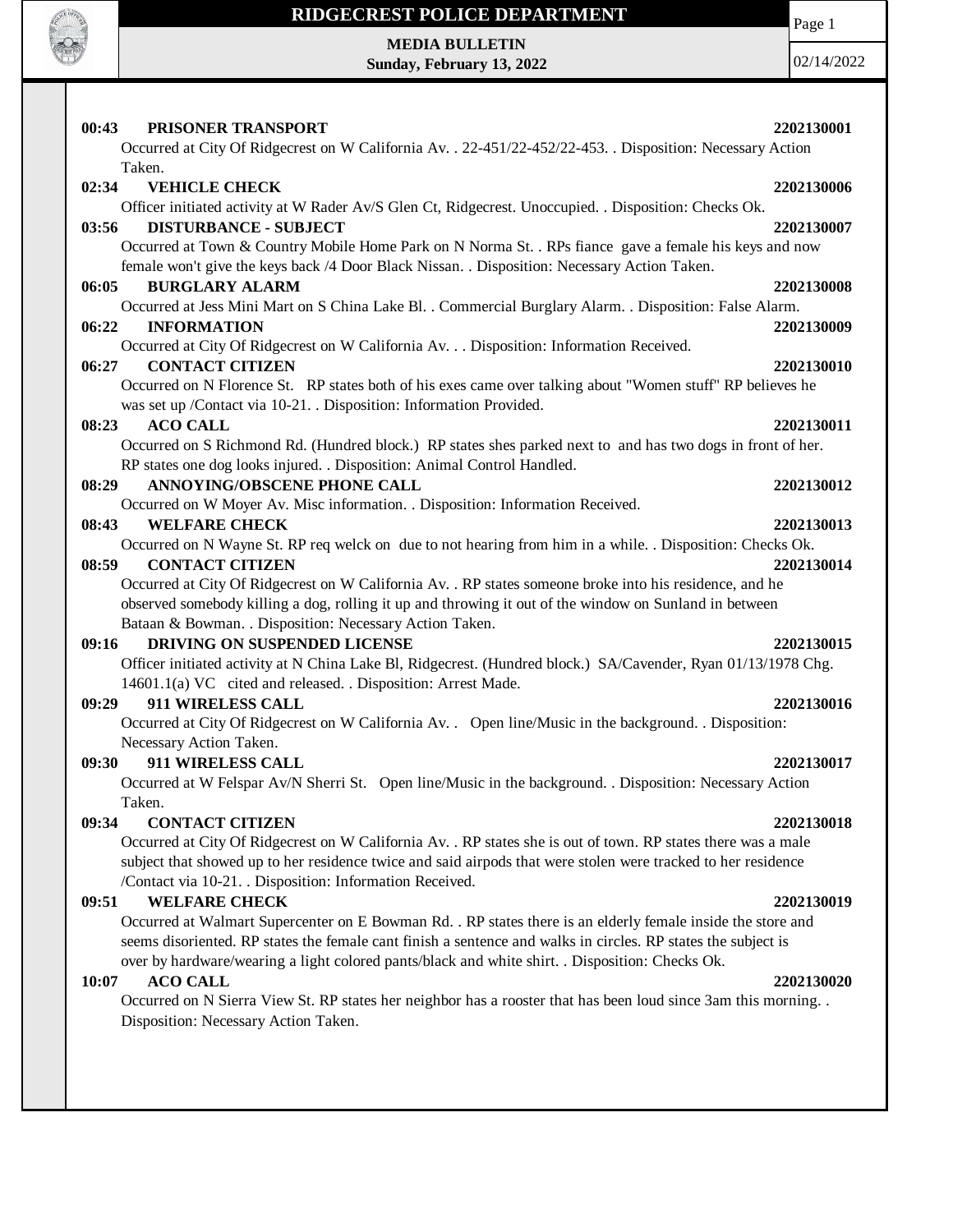# RIDGECREST POLICE DEPARTMENT

**MEDIA BULLETIN**
**Sunday, February 13, 2022**

02/14/2022

**00:43 PRISONER TRANSPORT** **2202130001**
Occurred at City Of Ridgecrest on W California Av. . 22-451/22-452/22-453. . Disposition: Necessary Action Taken.

**02:34 VEHICLE CHECK** **2202130006**
Officer initiated activity at W Rader Av/S Glen Ct, Ridgecrest. Unoccupied. . Disposition: Checks Ok.

**03:56 DISTURBANCE - SUBJECT** **2202130007**
Occurred at Town & Country Mobile Home Park on N Norma St. . RPs fiance gave a female his keys and now female won't give the keys back /4 Door Black Nissan. . Disposition: Necessary Action Taken.

**06:05 BURGLARY ALARM** **2202130008**
Occurred at Jess Mini Mart on S China Lake Bl. . Commercial Burglary Alarm. . Disposition: False Alarm.

**06:22 INFORMATION** **2202130009**
Occurred at City Of Ridgecrest on W California Av. . . Disposition: Information Received.

**06:27 CONTACT CITIZEN** **2202130010**
Occurred on N Florence St. RP states both of his exes came over talking about "Women stuff" RP believes he was set up /Contact via 10-21. . Disposition: Information Provided.

**08:23 ACO CALL** **2202130011**
Occurred on S Richmond Rd. (Hundred block.) RP states shes parked next to and has two dogs in front of her. RP states one dog looks injured. . Disposition: Animal Control Handled.

**08:29 ANNOYING/OBSCENE PHONE CALL** **2202130012**
Occurred on W Moyer Av. Misc information. . Disposition: Information Received.

**08:43 WELFARE CHECK** **2202130013**
Occurred on N Wayne St. RP req welck on due to not hearing from him in a while. . Disposition: Checks Ok.

**08:59 CONTACT CITIZEN** **2202130014**
Occurred at City Of Ridgecrest on W California Av. . RP states someone broke into his residence, and he observed somebody killing a dog, rolling it up and throwing it out of the window on Sunland in between Bataan & Bowman. . Disposition: Necessary Action Taken.

**09:16 DRIVING ON SUSPENDED LICENSE** **2202130015**
Officer initiated activity at N China Lake Bl, Ridgecrest. (Hundred block.) SA/Cavender, Ryan 01/13/1978 Chg. 14601.1(a) VC cited and released. . Disposition: Arrest Made.

**09:29 911 WIRELESS CALL** **2202130016**
Occurred at City Of Ridgecrest on W California Av. . Open line/Music in the background. . Disposition: Necessary Action Taken.

**09:30 911 WIRELESS CALL** **2202130017**
Occurred at W Felspar Av/N Sherri St. Open line/Music in the background. . Disposition: Necessary Action Taken.

**09:34 CONTACT CITIZEN** **2202130018**
Occurred at City Of Ridgecrest on W California Av. . RP states she is out of town. RP states there was a male subject that showed up to her residence twice and said airpods that were stolen were tracked to her residence /Contact via 10-21. . Disposition: Information Received.

**09:51 WELFARE CHECK** **2202130019**
Occurred at Walmart Supercenter on E Bowman Rd. . RP states there is an elderly female inside the store and seems disoriented. RP states the female cant finish a sentence and walks in circles. RP states the subject is over by hardware/wearing a light colored pants/black and white shirt. . Disposition: Checks Ok.

**10:07 ACO CALL** **2202130020**
Occurred on N Sierra View St. RP states her neighbor has a rooster that has been loud since 3am this morning. . Disposition: Necessary Action Taken.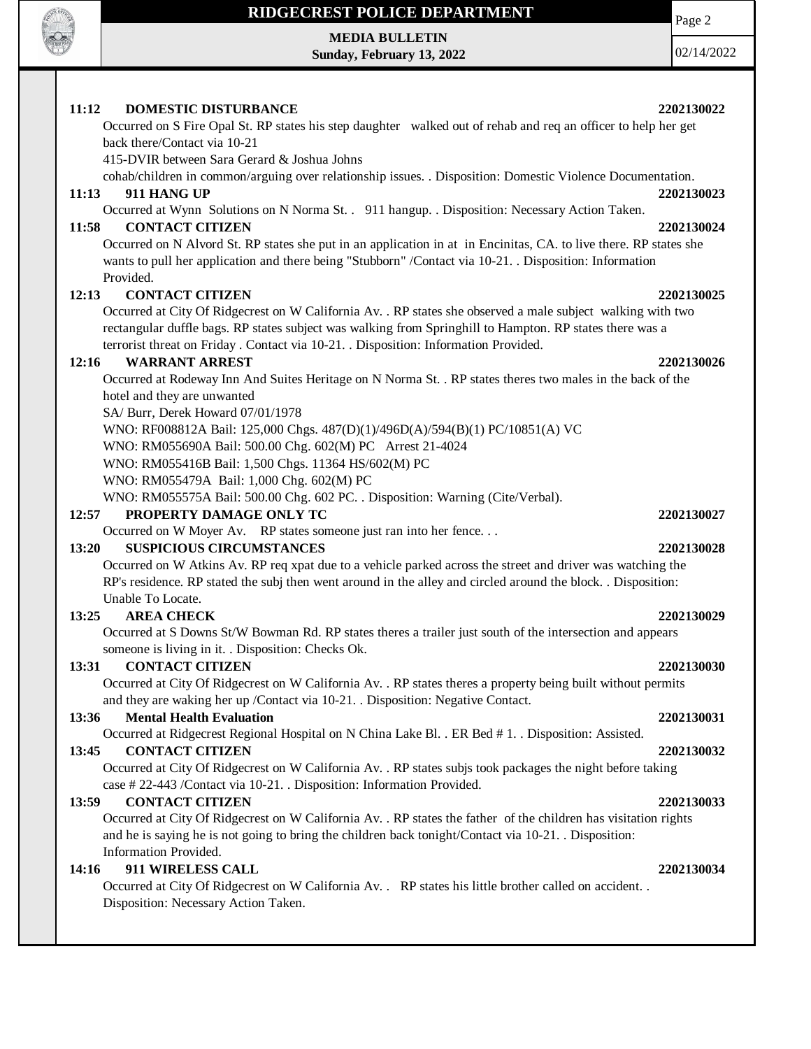**11:12 DOMESTIC DISTURBANCE** **2202130022**

Occurred on S Fire Opal St. RP states his step daughter walked out of rehab and req an officer to help her get back there/Contact via 10-21
415-DVIR between Sara Gerard & Joshua Johns
cohab/children in common/arguing over relationship issues. . Disposition: Domestic Violence Documentation.

**11:13 911 HANG UP** **2202130023**

Occurred at Wynn Solutions on N Norma St. . 911 hangup. . Disposition: Necessary Action Taken.

**11:58 CONTACT CITIZEN** **2202130024**

Occurred on N Alvord St. RP states she put in an application in at in Encinitas, CA. to live there. RP states she wants to pull her application and there being "Stubborn" /Contact via 10-21. . Disposition: Information Provided.

**12:13 CONTACT CITIZEN** **2202130025**

Occurred at City Of Ridgecrest on W California Av. . RP states she observed a male subject walking with two rectangular duffle bags. RP states subject was walking from Springhill to Hampton. RP states there was a terrorist threat on Friday . Contact via 10-21. . Disposition: Information Provided.

**12:16 WARRANT ARREST** **2202130026**

Occurred at Rodeway Inn And Suites Heritage on N Norma St. . RP states theres two males in the back of the hotel and they are unwanted
SA/ Burr, Derek Howard 07/01/1978
WNO: RF008812A Bail: 125,000 Chgs. 487(D)(1)/496D(A)/594(B)(1) PC/10851(A) VC
WNO: RM055690A Bail: 500.00 Chg. 602(M) PC Arrest 21-4024
WNO: RM055416B Bail: 1,500 Chgs. 11364 HS/602(M) PC
WNO: RM055479A Bail: 1,000 Chg. 602(M) PC
WNO: RM055575A Bail: 500.00 Chg. 602 PC. . Disposition: Warning (Cite/Verbal).

**12:57 PROPERTY DAMAGE ONLY TC** **2202130027**

Occurred on W Moyer Av. RP states someone just ran into her fence. . .

**13:20 SUSPICIOUS CIRCUMSTANCES** **2202130028**

Occurred on W Atkins Av. RP req xpat due to a vehicle parked across the street and driver was watching the RP's residence. RP stated the subj then went around in the alley and circled around the block. . Disposition: Unable To Locate.

**13:25 AREA CHECK** **2202130029**

Occurred at S Downs St/W Bowman Rd. RP states theres a trailer just south of the intersection and appears someone is living in it. . Disposition: Checks Ok.

**13:31 CONTACT CITIZEN** **2202130030**

Occurred at City Of Ridgecrest on W California Av. . RP states theres a property being built without permits and they are waking her up /Contact via 10-21. . Disposition: Negative Contact.

**13:36 Mental Health Evaluation** **2202130031**

Occurred at Ridgecrest Regional Hospital on N China Lake Bl. . ER Bed # 1. . Disposition: Assisted.

**13:45 CONTACT CITIZEN** **2202130032**

Occurred at City Of Ridgecrest on W California Av. . RP states subjs took packages the night before taking case # 22-443 /Contact via 10-21. . Disposition: Information Provided.

**13:59 CONTACT CITIZEN** **2202130033**

Occurred at City Of Ridgecrest on W California Av. . RP states the father of the children has visitation rights and he is saying he is not going to bring the children back tonight/Contact via 10-21. . Disposition: Information Provided.

**14:16 911 WIRELESS CALL** **2202130034**

Occurred at City Of Ridgecrest on W California Av. . RP states his little brother called on accident. . Disposition: Necessary Action Taken.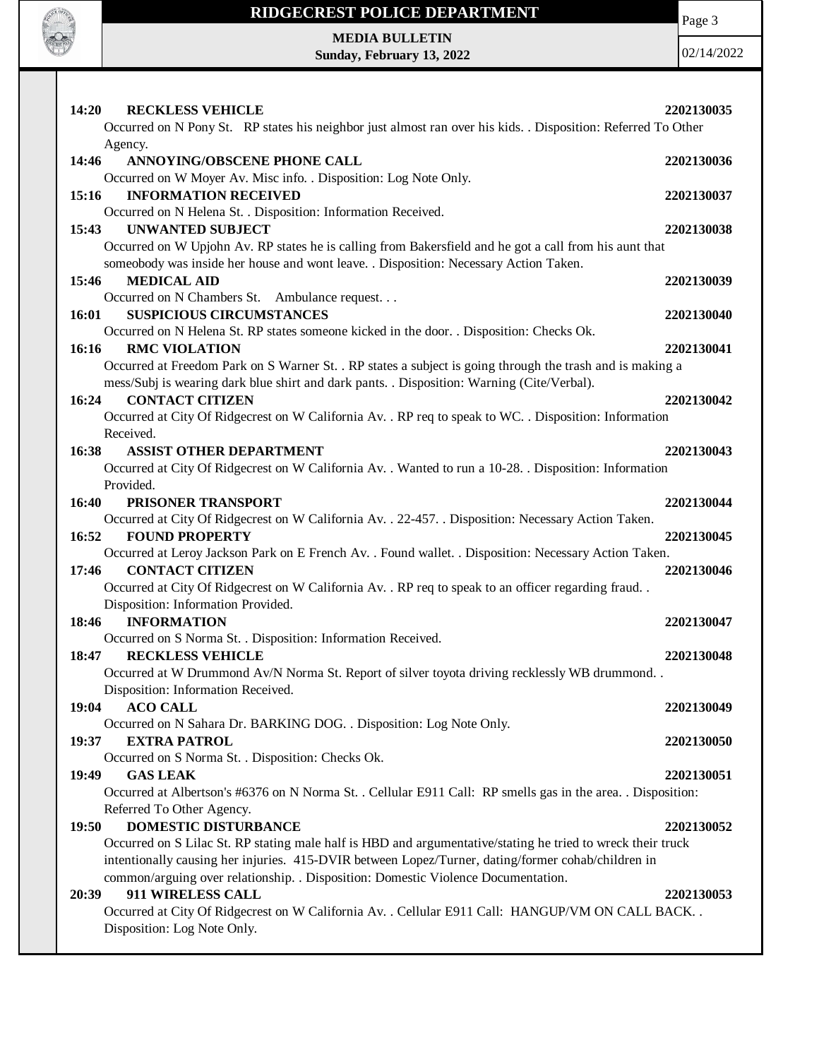**14:20 RECKLESS VEHICLE 2202130035**

Occurred on N Pony St. RP states his neighbor just almost ran over his kids. . Disposition: Referred To Other Agency.

**14:46 ANNOYING/OBSCENE PHONE CALL 2202130036**

Occurred on W Moyer Av. Misc info. . Disposition: Log Note Only.

**15:16 INFORMATION RECEIVED 2202130037**

Occurred on N Helena St. . Disposition: Information Received.

**15:43 UNWANTED SUBJECT 2202130038**

Occurred on W Upjohn Av. RP states he is calling from Bakersfield and he got a call from his aunt that someobody was inside her house and wont leave. . Disposition: Necessary Action Taken.

**15:46 MEDICAL AID 2202130039**

Occurred on N Chambers St. Ambulance request. . .

**16:01 SUSPICIOUS CIRCUMSTANCES 2202130040**

Occurred on N Helena St. RP states someone kicked in the door. . Disposition: Checks Ok.

**16:16 RMC VIOLATION 2202130041**

Occurred at Freedom Park on S Warner St. . RP states a subject is going through the trash and is making a mess/Subj is wearing dark blue shirt and dark pants. . Disposition: Warning (Cite/Verbal).

**16:24 CONTACT CITIZEN 2202130042**

Occurred at City Of Ridgecrest on W California Av. . RP req to speak to WC. . Disposition: Information Received.

**16:38 ASSIST OTHER DEPARTMENT 2202130043**

Occurred at City Of Ridgecrest on W California Av. . Wanted to run a 10-28. . Disposition: Information Provided.

**16:40 PRISONER TRANSPORT 2202130044**

Occurred at City Of Ridgecrest on W California Av. . 22-457. . Disposition: Necessary Action Taken.

**16:52 FOUND PROPERTY 2202130045**

Occurred at Leroy Jackson Park on E French Av. . Found wallet. . Disposition: Necessary Action Taken.

**17:46 CONTACT CITIZEN 2202130046**

Occurred at City Of Ridgecrest on W California Av. . RP req to speak to an officer regarding fraud. . Disposition: Information Provided.

**18:46 INFORMATION 2202130047**

Occurred on S Norma St. . Disposition: Information Received.

**18:47 RECKLESS VEHICLE 2202130048**

Occurred at W Drummond Av/N Norma St. Report of silver toyota driving recklessly WB drummond. . Disposition: Information Received.

**19:04 ACO CALL 2202130049**

Occurred on N Sahara Dr. BARKING DOG. . Disposition: Log Note Only.

**19:37 EXTRA PATROL 2202130050**

Occurred on S Norma St. . Disposition: Checks Ok.

**19:49 GAS LEAK 2202130051**

Occurred at Albertson's #6376 on N Norma St. . Cellular E911 Call: RP smells gas in the area. . Disposition: Referred To Other Agency.

**19:50 DOMESTIC DISTURBANCE 2202130052**

Occurred on S Lilac St. RP stating male half is HBD and argumentative/stating he tried to wreck their truck intentionally causing her injuries. 415-DVIR between Lopez/Turner, dating/former cohab/children in common/arguing over relationship. . Disposition: Domestic Violence Documentation.

**20:39 911 WIRELESS CALL 2202130053**

Occurred at City Of Ridgecrest on W California Av. . Cellular E911 Call: HANGUP/VM ON CALL BACK. . Disposition: Log Note Only.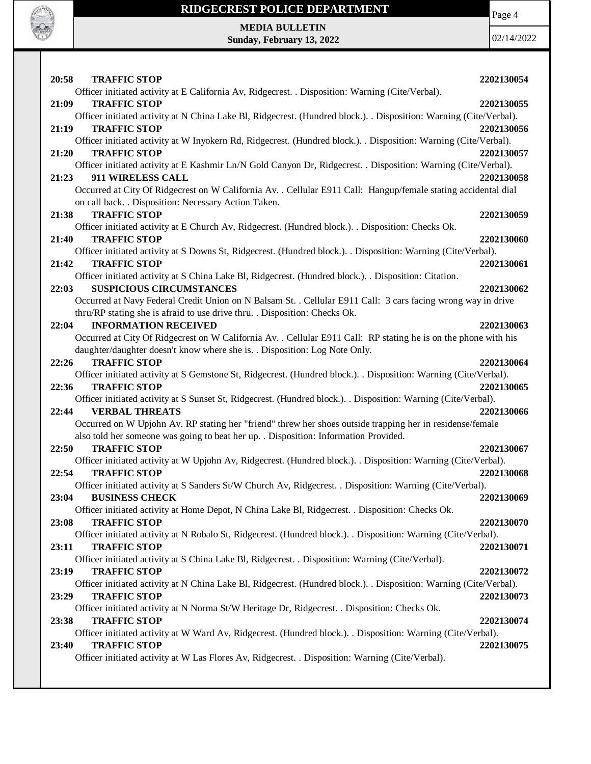**20:58 TRAFFIC STOP** **2202130054**
Officer initiated activity at E California Av, Ridgecrest. . Disposition: Warning (Cite/Verbal).

**21:09 TRAFFIC STOP** **2202130055**
Officer initiated activity at N China Lake Bl, Ridgecrest. (Hundred block.). . Disposition: Warning (Cite/Verbal).

**21:19 TRAFFIC STOP** **2202130056**
Officer initiated activity at W Inyokern Rd, Ridgecrest. (Hundred block.). . Disposition: Warning (Cite/Verbal).

**21:20 TRAFFIC STOP** **2202130057**
Officer initiated activity at E Kashmir Ln/N Gold Canyon Dr, Ridgecrest. . Disposition: Warning (Cite/Verbal).

**21:23 911 WIRELESS CALL** **2202130058**
Occurred at City Of Ridgecrest on W California Av. . Cellular E911 Call: Hangup/female stating accidental dial on call back. . Disposition: Necessary Action Taken.

**21:38 TRAFFIC STOP** **2202130059**
Officer initiated activity at E Church Av, Ridgecrest. (Hundred block.). . Disposition: Checks Ok.

**21:40 TRAFFIC STOP** **2202130060**
Officer initiated activity at S Downs St, Ridgecrest. (Hundred block.). . Disposition: Warning (Cite/Verbal).

**21:42 TRAFFIC STOP** **2202130061**
Officer initiated activity at S China Lake Bl, Ridgecrest. (Hundred block.). . Disposition: Citation.

**22:03 SUSPICIOUS CIRCUMSTANCES** **2202130062**
Occurred at Navy Federal Credit Union on N Balsam St. . Cellular E911 Call: 3 cars facing wrong way in drive thru/RP stating she is afraid to use drive thru. . Disposition: Checks Ok.

**22:04 INFORMATION RECEIVED** **2202130063**
Occurred at City Of Ridgecrest on W California Av. . Cellular E911 Call: RP stating he is on the phone with his daughter/daughter doesn't know where she is. . Disposition: Log Note Only.

**22:26 TRAFFIC STOP** **2202130064**
Officer initiated activity at S Gemstone St, Ridgecrest. (Hundred block.). . Disposition: Warning (Cite/Verbal).

**22:36 TRAFFIC STOP** **2202130065**
Officer initiated activity at S Sunset St, Ridgecrest. (Hundred block.). . Disposition: Warning (Cite/Verbal).

**22:44 VERBAL THREATS** **2202130066**
Occurred on W Upjohn Av. RP stating her "friend" threw her shoes outside trapping her in residense/female also told her someone was going to beat her up. . Disposition: Information Provided.

**22:50 TRAFFIC STOP** **2202130067**
Officer initiated activity at W Upjohn Av, Ridgecrest. (Hundred block.). . Disposition: Warning (Cite/Verbal).

**22:54 TRAFFIC STOP** **2202130068**
Officer initiated activity at S Sanders St/W Church Av, Ridgecrest. . Disposition: Warning (Cite/Verbal).

**23:04 BUSINESS CHECK** **2202130069**
Officer initiated activity at Home Depot, N China Lake Bl, Ridgecrest. . Disposition: Checks Ok.

**23:08 TRAFFIC STOP** **2202130070**
Officer initiated activity at N Robalo St, Ridgecrest. (Hundred block.). . Disposition: Warning (Cite/Verbal).

**23:11 TRAFFIC STOP** **2202130071**
Officer initiated activity at S China Lake Bl, Ridgecrest. . Disposition: Warning (Cite/Verbal).

**23:19 TRAFFIC STOP** **2202130072**
Officer initiated activity at N China Lake Bl, Ridgecrest. (Hundred block.). . Disposition: Warning (Cite/Verbal).

**23:29 TRAFFIC STOP** **2202130073**
Officer initiated activity at N Norma St/W Heritage Dr, Ridgecrest. . Disposition: Checks Ok.

**23:38 TRAFFIC STOP** **2202130074**
Officer initiated activity at W Ward Av, Ridgecrest. (Hundred block.). . Disposition: Warning (Cite/Verbal).

**23:40 TRAFFIC STOP** **2202130075**
Officer initiated activity at W Las Flores Av, Ridgecrest. . Disposition: Warning (Cite/Verbal).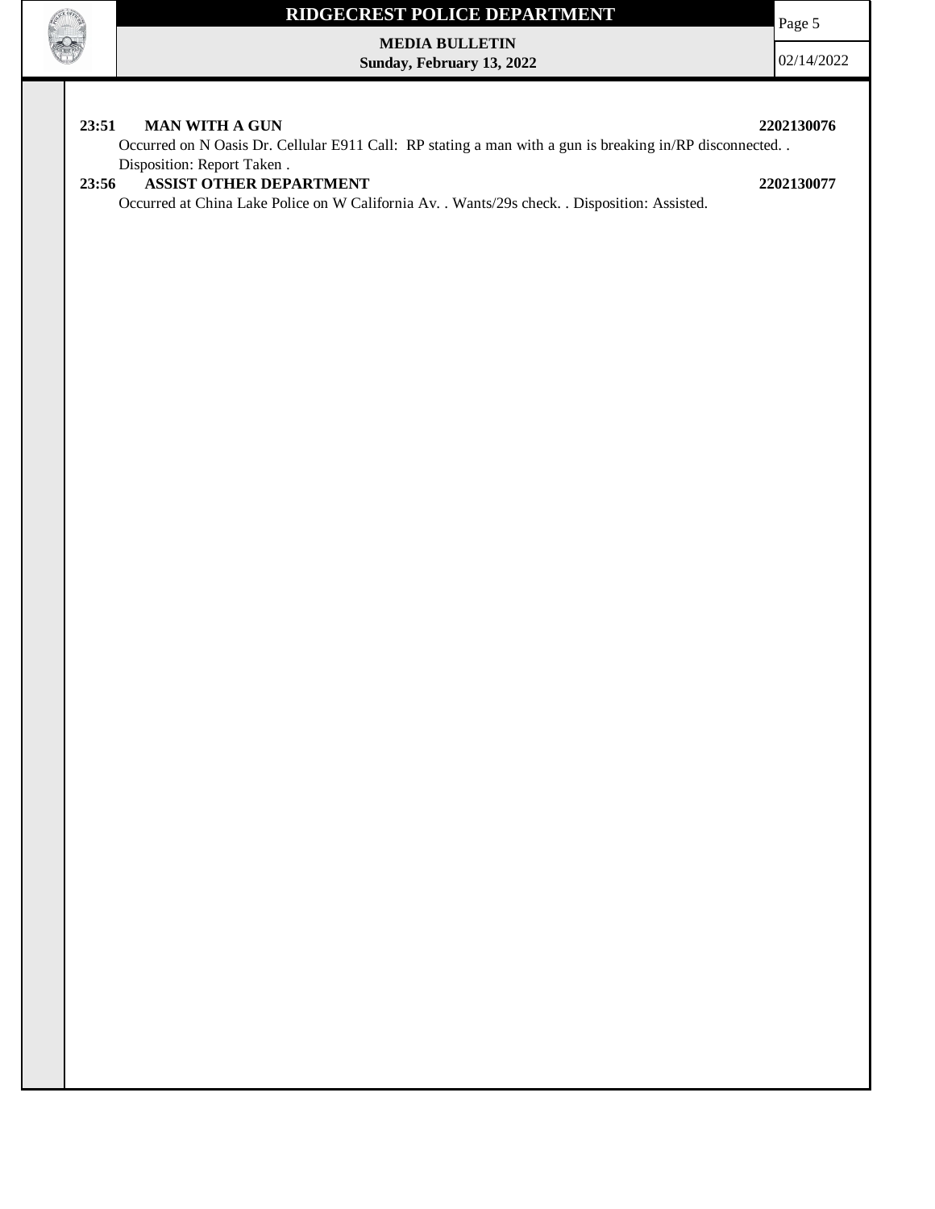**23:51 MAN WITH A GUN** **2202130076**

Occurred on N Oasis Dr. Cellular E911 Call: RP stating a man with a gun is breaking in/RP disconnected. . Disposition: Report Taken .

**23:56 ASSIST OTHER DEPARTMENT** **2202130077**

Occurred at China Lake Police on W California Av. . Wants/29s check. . Disposition: Assisted.